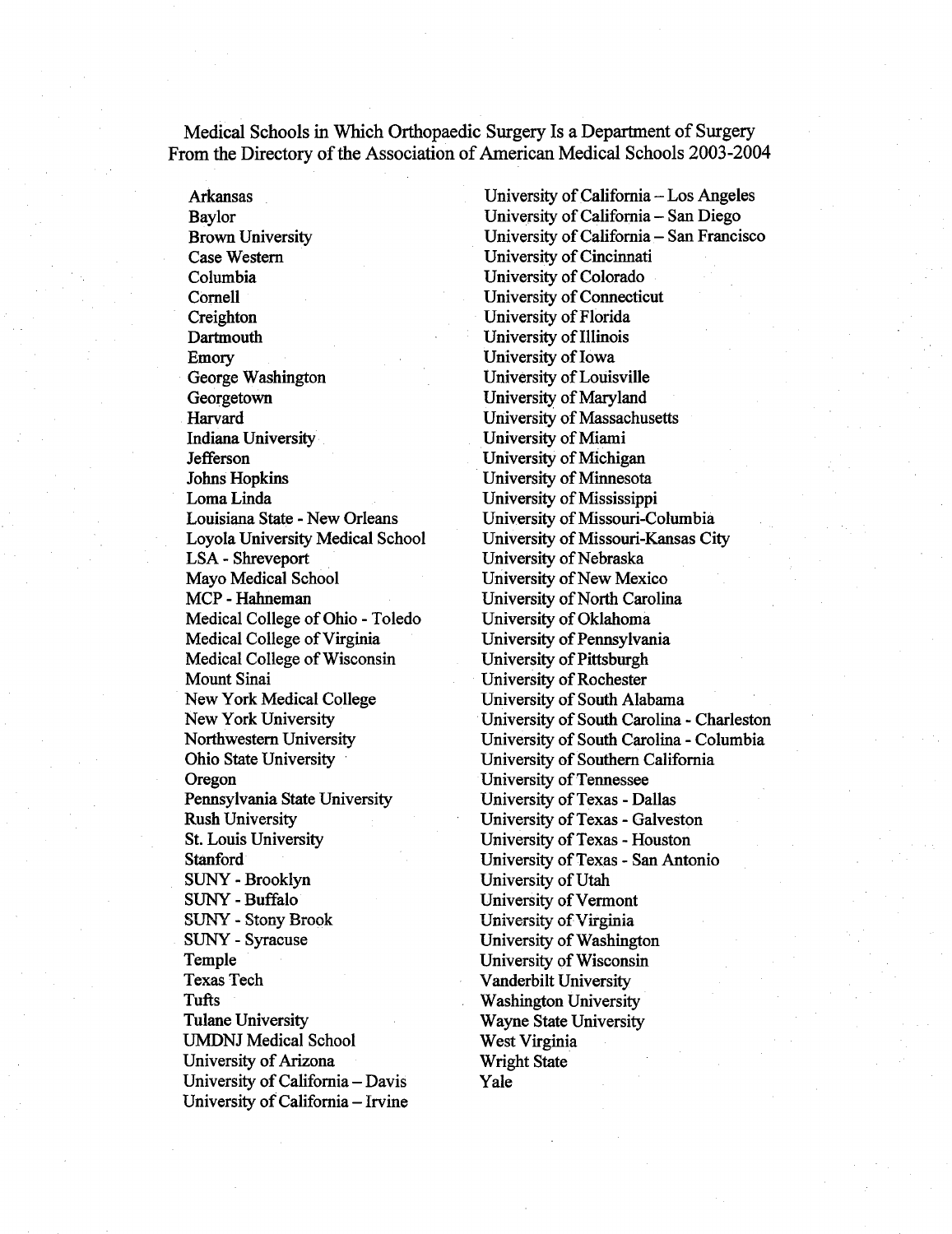# Medical Schools in Which Orthopaedic Surgery Is a Department of Surgery
## From the Directory of the Association of American Medical Schools 2003-2004

- Arkansas
- Baylor
- Brown University
- Case Western
- Columbia
- Cornell
- Creighton
- Dartmouth
- Emory
- George Washington
- Georgetown
- Harvard
- Indiana University
- Jefferson
- Johns Hopkins
- Loma Linda
- Louisiana State - New Orleans
- Loyola University Medical School
- LSA - Shreveport
- Mayo Medical School
- MCP - Hahneman
- Medical College of Ohio - Toledo
- Medical College of Virginia
- Medical College of Wisconsin
- Mount Sinai
- New York Medical College
- New York University
- Northwestern University
- Ohio State University
- Oregon
- Pennsylvania State University
- Rush University
- St. Louis University
- Stanford
- SUNY - Brooklyn
- SUNY - Buffalo
- SUNY - Stony Brook
- SUNY - Syracuse
- Temple
- Texas Tech
- Tufts
- Tulane University
- UMDNJ Medical School
- University of Arizona
- University of California – Davis
- University of California – Irvine
- University of California – Los Angeles
- University of California – San Diego
- University of California – San Francisco
- University of Cincinnati
- University of Colorado
- University of Connecticut
- University of Florida
- University of Illinois
- University of Iowa
- University of Louisville
- University of Maryland
- University of Massachusetts
- University of Miami
- University of Michigan
- University of Minnesota
- University of Mississippi
- University of Missouri-Columbia
- University of Missouri-Kansas City
- University of Nebraska
- University of New Mexico
- University of North Carolina
- University of Oklahoma
- University of Pennsylvania
- University of Pittsburgh
- University of Rochester
- University of South Alabama
- University of South Carolina - Charleston
- University of South Carolina - Columbia
- University of Southern California
- University of Tennessee
- University of Texas - Dallas
- University of Texas - Galveston
- University of Texas - Houston
- University of Texas - San Antonio
- University of Utah
- University of Vermont
- University of Virginia
- University of Washington
- University of Wisconsin
- Vanderbilt University
- Washington University
- Wayne State University
- West Virginia
- Wright State
- Yale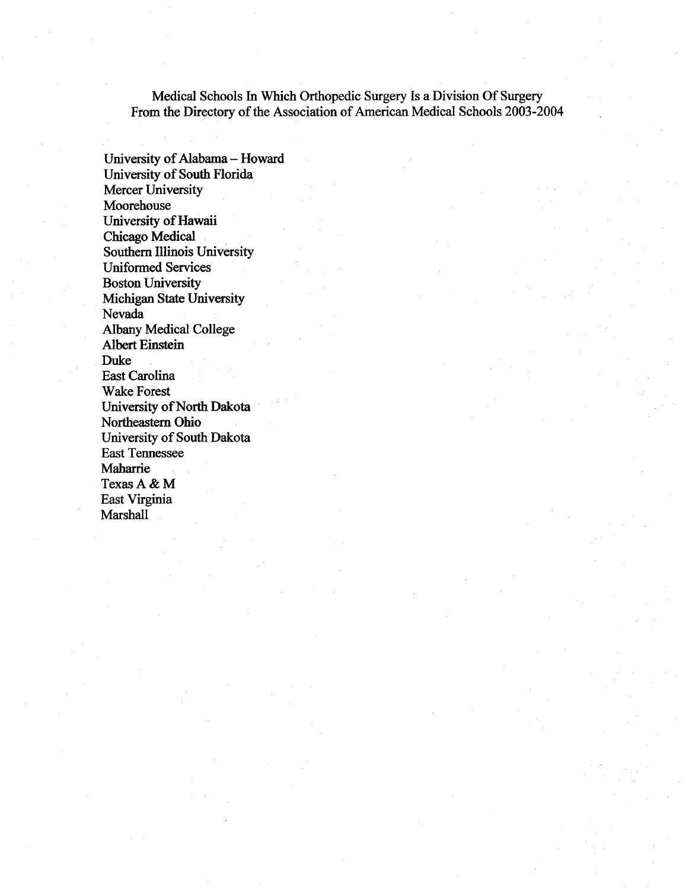# Medical Schools In Which Orthopedic Surgery Is a Division Of Surgery
## From the Directory of the Association of American Medical Schools 2003-2004

University of Alabama – Howard
University of South Florida
Mercer University
Moorehouse
University of Hawaii
Chicago Medical
Southern Illinois University
Uniformed Services
Boston University
Michigan State University
Nevada
Albany Medical College
Albert Einstein
Duke
East Carolina
Wake Forest
University of North Dakota
Northeastern Ohio
University of South Dakota
East Tennessee
Maharrie
Texas A & M
East Virginia
Marshall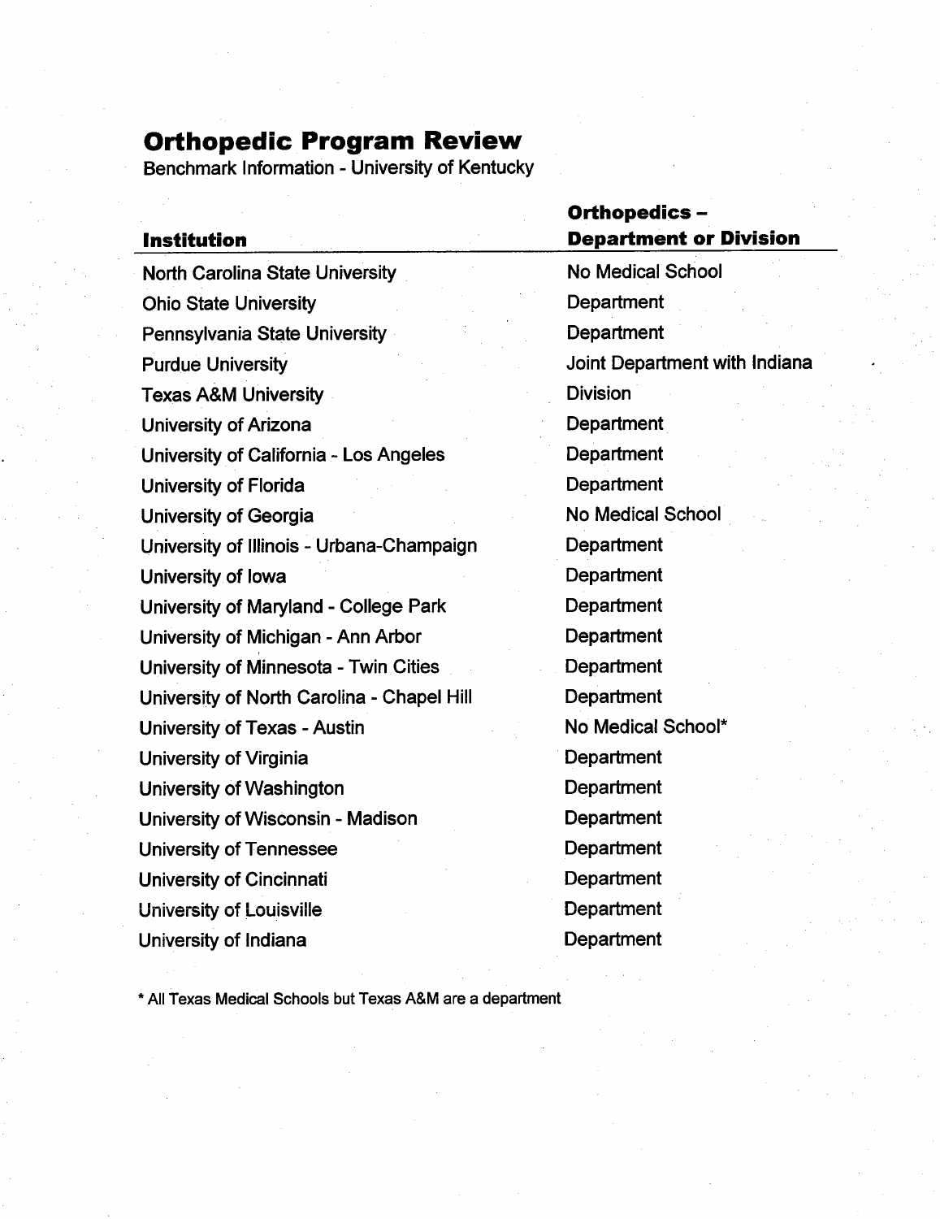# Orthopedic Program Review

Benchmark Information - University of Kentucky

| Institution | Orthopedics – Department or Division |
|---|---|
| North Carolina State University | No Medical School |
| Ohio State University | Department |
| Pennsylvania State University | Department |
| Purdue University | Joint Department with Indiana |
| Texas A&M University | Division |
| University of Arizona | Department |
| University of California - Los Angeles | Department |
| University of Florida | Department |
| University of Georgia | No Medical School |
| University of Illinois - Urbana-Champaign | Department |
| University of Iowa | Department |
| University of Maryland - College Park | Department |
| University of Michigan - Ann Arbor | Department |
| University of Minnesota - Twin Cities | Department |
| University of North Carolina - Chapel Hill | Department |
| University of Texas - Austin | No Medical School* |
| University of Virginia | Department |
| University of Washington | Department |
| University of Wisconsin - Madison | Department |
| University of Tennessee | Department |
| University of Cincinnati | Department |
| University of Louisville | Department |
| University of Indiana | Department |

* All Texas Medical Schools but Texas A&M are a department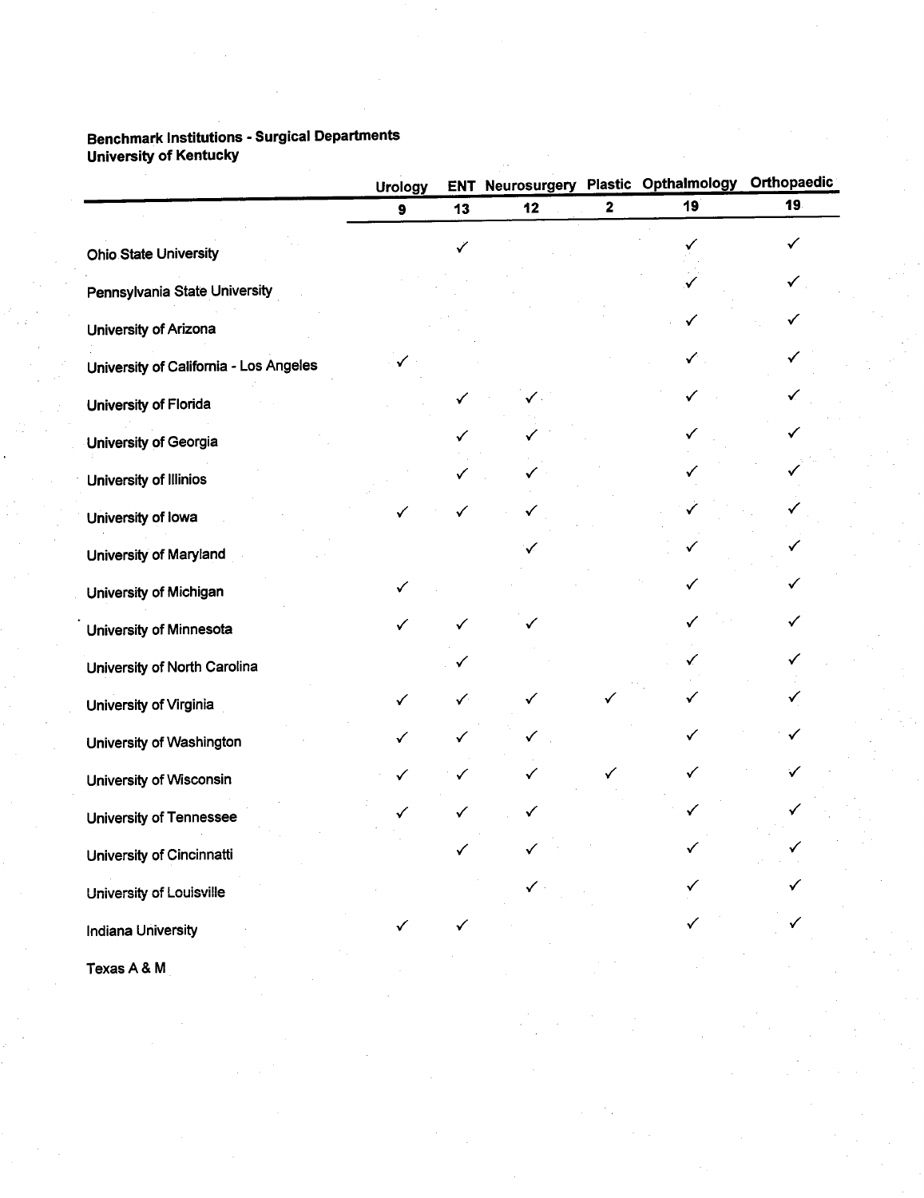**Benchmark Institutions - Surgical Departments**
**University of Kentucky**

| | Urology | ENT | Neurosurgery | Plastic | Opthalmology | Orthopaedic |
|---|---|---|---|---|---|---|
| | **9** | **13** | **12** | **2** | **19** | **19** |
| Ohio State University | | ✓ | | | ✓ | ✓ |
| Pennsylvania State University | | | | | ✓ | ✓ |
| University of Arizona | | | | | ✓ | ✓ |
| University of California - Los Angeles | ✓ | | | | ✓ | ✓ |
| University of Florida | | ✓ | ✓ | | ✓ | ✓ |
| University of Georgia | | ✓ | ✓ | | ✓ | ✓ |
| University of Illinios | | ✓ | ✓ | | ✓ | ✓ |
| University of Iowa | ✓ | ✓ | ✓ | | ✓ | ✓ |
| University of Maryland | | | ✓ | | ✓ | ✓ |
| University of Michigan | ✓ | | | | ✓ | ✓ |
| University of Minnesota | ✓ | ✓ | ✓ | | ✓ | ✓ |
| University of North Carolina | | ✓ | | | ✓ | ✓ |
| University of Virginia | ✓ | ✓ | ✓ | ✓ | ✓ | ✓ |
| University of Washington | ✓ | ✓ | ✓ | | ✓ | ✓ |
| University of Wisconsin | ✓ | ✓ | ✓ | ✓ | ✓ | ✓ |
| University of Tennessee | ✓ | ✓ | ✓ | | ✓ | ✓ |
| University of Cincinnatti | | ✓ | ✓ | | ✓ | ✓ |
| University of Louisville | | | ✓ | | ✓ | ✓ |
| Indiana University | ✓ | ✓ | | | ✓ | ✓ |
| Texas A & M | | | | | | |